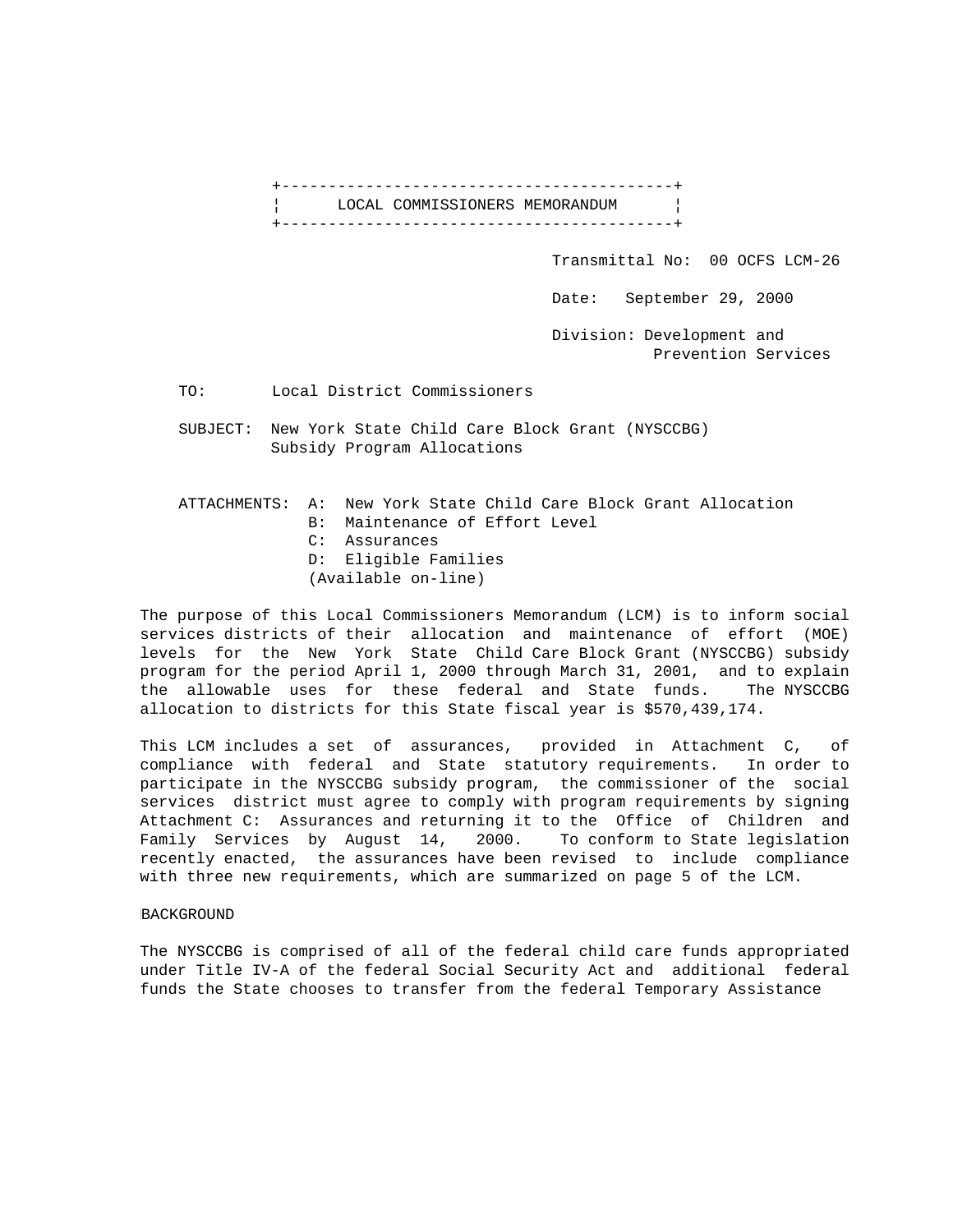# LOCAL COMMISSIONERS MEMORANDUM

Transmittal No: 00 OCFS LCM-26

Date: September 29, 2000

Division: Development and Prevention Services

TO: Local District Commissioners

SUBJECT: New York State Child Care Block Grant (NYSCCBG) Subsidy Program Allocations

ATTACHMENTS:
- A: New York State Child Care Block Grant Allocation
- B: Maintenance of Effort Level
- C: Assurances
- D: Eligible Families

(Available on-line)

The purpose of this Local Commissioners Memorandum (LCM) is to inform social services districts of their allocation and maintenance of effort (MOE) levels for the New York State Child Care Block Grant (NYSCCBG) subsidy program for the period April 1, 2000 through March 31, 2001, and to explain the allowable uses for these federal and State funds. The NYSCCBG allocation to districts for this State fiscal year is $570,439,174.

This LCM includes a set of assurances, provided in Attachment C, of compliance with federal and State statutory requirements. In order to participate in the NYSCCBG subsidy program, the commissioner of the social services district must agree to comply with program requirements by signing Attachment C: Assurances and returning it to the Office of Children and Family Services by August 14, 2000. To conform to State legislation recently enacted, the assurances have been revised to include compliance with three new requirements, which are summarized on page 5 of the LCM.

## BACKGROUND

The NYSCCBG is comprised of all of the federal child care funds appropriated under Title IV-A of the federal Social Security Act and additional federal funds the State chooses to transfer from the federal Temporary Assistance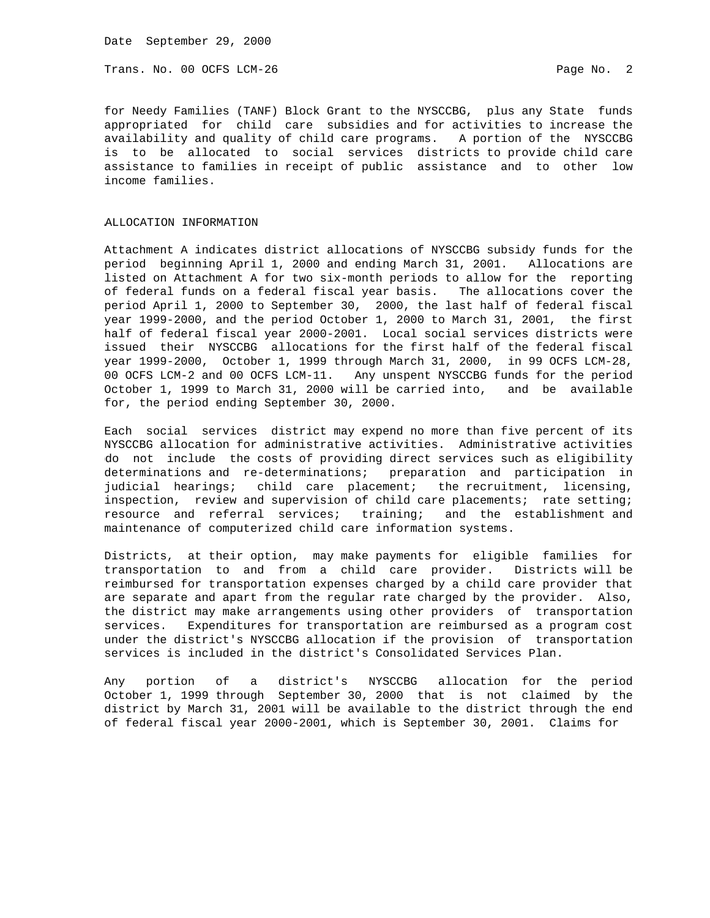for Needy Families (TANF) Block Grant to the NYSCCBG, plus any State funds appropriated for child care subsidies and for activities to increase the availability and quality of child care programs. A portion of the NYSCCBG is to be allocated to social services districts to provide child care assistance to families in receipt of public assistance and to other low income families.

## ALLOCATION INFORMATION

Attachment A indicates district allocations of NYSCCBG subsidy funds for the period beginning April 1, 2000 and ending March 31, 2001. Allocations are listed on Attachment A for two six-month periods to allow for the reporting of federal funds on a federal fiscal year basis. The allocations cover the period April 1, 2000 to September 30, 2000, the last half of federal fiscal year 1999-2000, and the period October 1, 2000 to March 31, 2001, the first half of federal fiscal year 2000-2001. Local social services districts were issued their NYSCCBG allocations for the first half of the federal fiscal year 1999-2000, October 1, 1999 through March 31, 2000, in 99 OCFS LCM-28, 00 OCFS LCM-2 and 00 OCFS LCM-11. Any unspent NYSCCBG funds for the period October 1, 1999 to March 31, 2000 will be carried into, and be available for, the period ending September 30, 2000.

Each social services district may expend no more than five percent of its NYSCCBG allocation for administrative activities. Administrative activities do not include the costs of providing direct services such as eligibility determinations and re-determinations; preparation and participation in judicial hearings; child care placement; the recruitment, licensing, inspection, review and supervision of child care placements; rate setting; resource and referral services; training; and the establishment and maintenance of computerized child care information systems.

Districts, at their option, may make payments for eligible families for transportation to and from a child care provider. Districts will be reimbursed for transportation expenses charged by a child care provider that are separate and apart from the regular rate charged by the provider. Also, the district may make arrangements using other providers of transportation services. Expenditures for transportation are reimbursed as a program cost under the district's NYSCCBG allocation if the provision of transportation services is included in the district's Consolidated Services Plan.

Any portion of a district's NYSCCBG allocation for the period October 1, 1999 through September 30, 2000 that is not claimed by the district by March 31, 2001 will be available to the district through the end of federal fiscal year 2000-2001, which is September 30, 2001. Claims for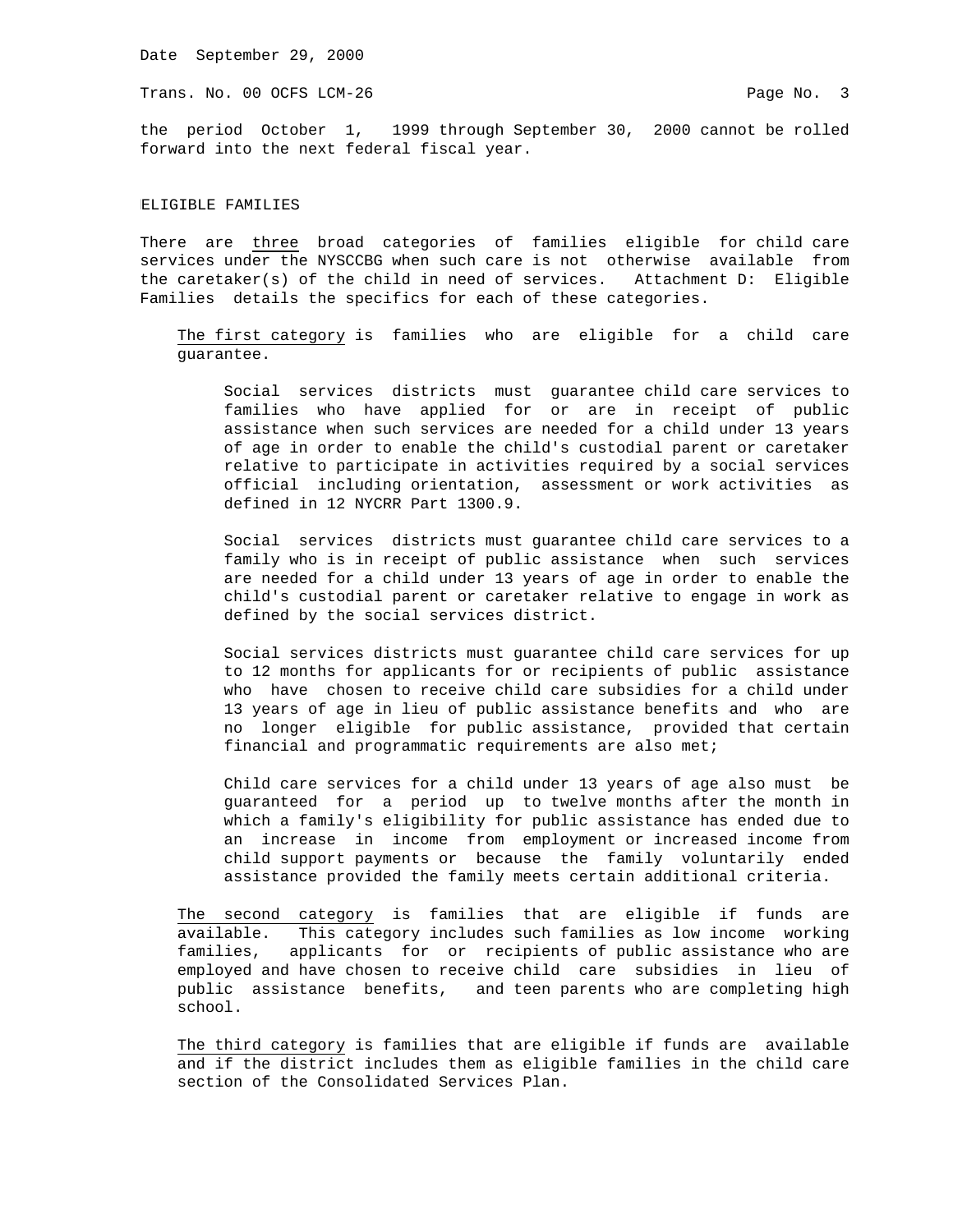the period October 1, 1999 through September 30, 2000 cannot be rolled forward into the next federal fiscal year.

## ELIGIBLE FAMILIES

There are three broad categories of families eligible for child care services under the NYSCCBG when such care is not otherwise available from the caretaker(s) of the child in need of services. Attachment D: Eligible Families details the specifics for each of these categories.

The first category is families who are eligible for a child care guarantee.

> Social services districts must guarantee child care services to families who have applied for or are in receipt of public assistance when such services are needed for a child under 13 years of age in order to enable the child's custodial parent or caretaker relative to participate in activities required by a social services official including orientation, assessment or work activities as defined in 12 NYCRR Part 1300.9.
>
> Social services districts must guarantee child care services to a family who is in receipt of public assistance when such services are needed for a child under 13 years of age in order to enable the child's custodial parent or caretaker relative to engage in work as defined by the social services district.
>
> Social services districts must guarantee child care services for up to 12 months for applicants for or recipients of public assistance who have chosen to receive child care subsidies for a child under 13 years of age in lieu of public assistance benefits and who are no longer eligible for public assistance, provided that certain financial and programmatic requirements are also met;
>
> Child care services for a child under 13 years of age also must be guaranteed for a period up to twelve months after the month in which a family's eligibility for public assistance has ended due to an increase in income from employment or increased income from child support payments or because the family voluntarily ended assistance provided the family meets certain additional criteria.

The second category is families that are eligible if funds are available. This category includes such families as low income working families, applicants for or recipients of public assistance who are employed and have chosen to receive child care subsidies in lieu of public assistance benefits, and teen parents who are completing high school.

The third category is families that are eligible if funds are available and if the district includes them as eligible families in the child care section of the Consolidated Services Plan.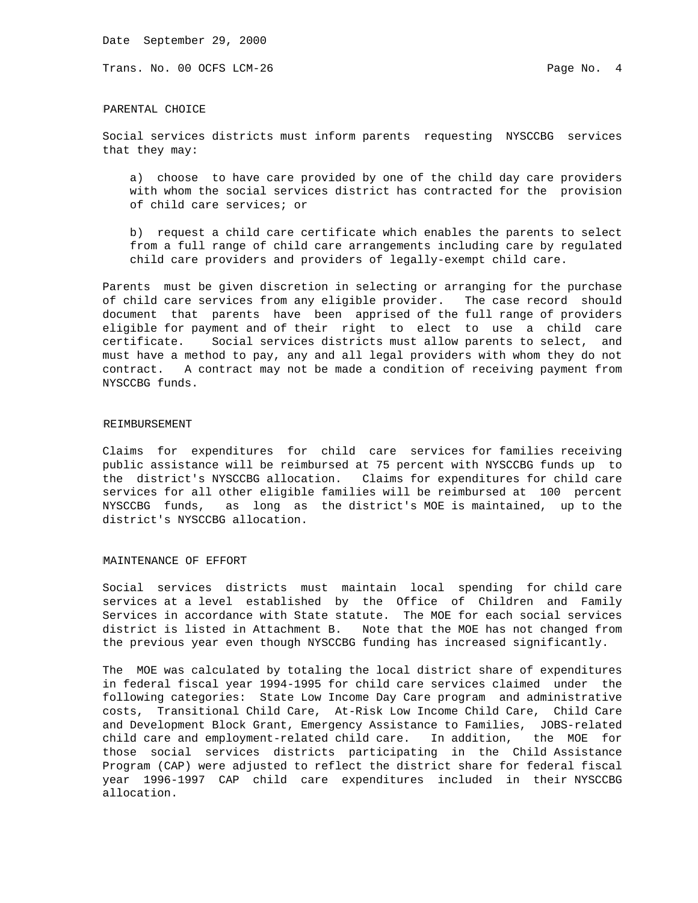## PARENTAL CHOICE

Social services districts must inform parents requesting NYSCCBG services that they may:

a) choose to have care provided by one of the child day care providers with whom the social services district has contracted for the provision of child care services; or

b) request a child care certificate which enables the parents to select from a full range of child care arrangements including care by regulated child care providers and providers of legally-exempt child care.

Parents must be given discretion in selecting or arranging for the purchase of child care services from any eligible provider. The case record should document that parents have been apprised of the full range of providers eligible for payment and of their right to elect to use a child care certificate. Social services districts must allow parents to select, and must have a method to pay, any and all legal providers with whom they do not contract. A contract may not be made a condition of receiving payment from NYSCCBG funds.

## REIMBURSEMENT

Claims for expenditures for child care services for families receiving public assistance will be reimbursed at 75 percent with NYSCCBG funds up to the district's NYSCCBG allocation. Claims for expenditures for child care services for all other eligible families will be reimbursed at 100 percent NYSCCBG funds, as long as the district's MOE is maintained, up to the district's NYSCCBG allocation.

## MAINTENANCE OF EFFORT

Social services districts must maintain local spending for child care services at a level established by the Office of Children and Family Services in accordance with State statute. The MOE for each social services district is listed in Attachment B. Note that the MOE has not changed from the previous year even though NYSCCBG funding has increased significantly.

The MOE was calculated by totaling the local district share of expenditures in federal fiscal year 1994-1995 for child care services claimed under the following categories: State Low Income Day Care program and administrative costs, Transitional Child Care, At-Risk Low Income Child Care, Child Care and Development Block Grant, Emergency Assistance to Families, JOBS-related child care and employment-related child care. In addition, the MOE for those social services districts participating in the Child Assistance Program (CAP) were adjusted to reflect the district share for federal fiscal year 1996-1997 CAP child care expenditures included in their NYSCCBG allocation.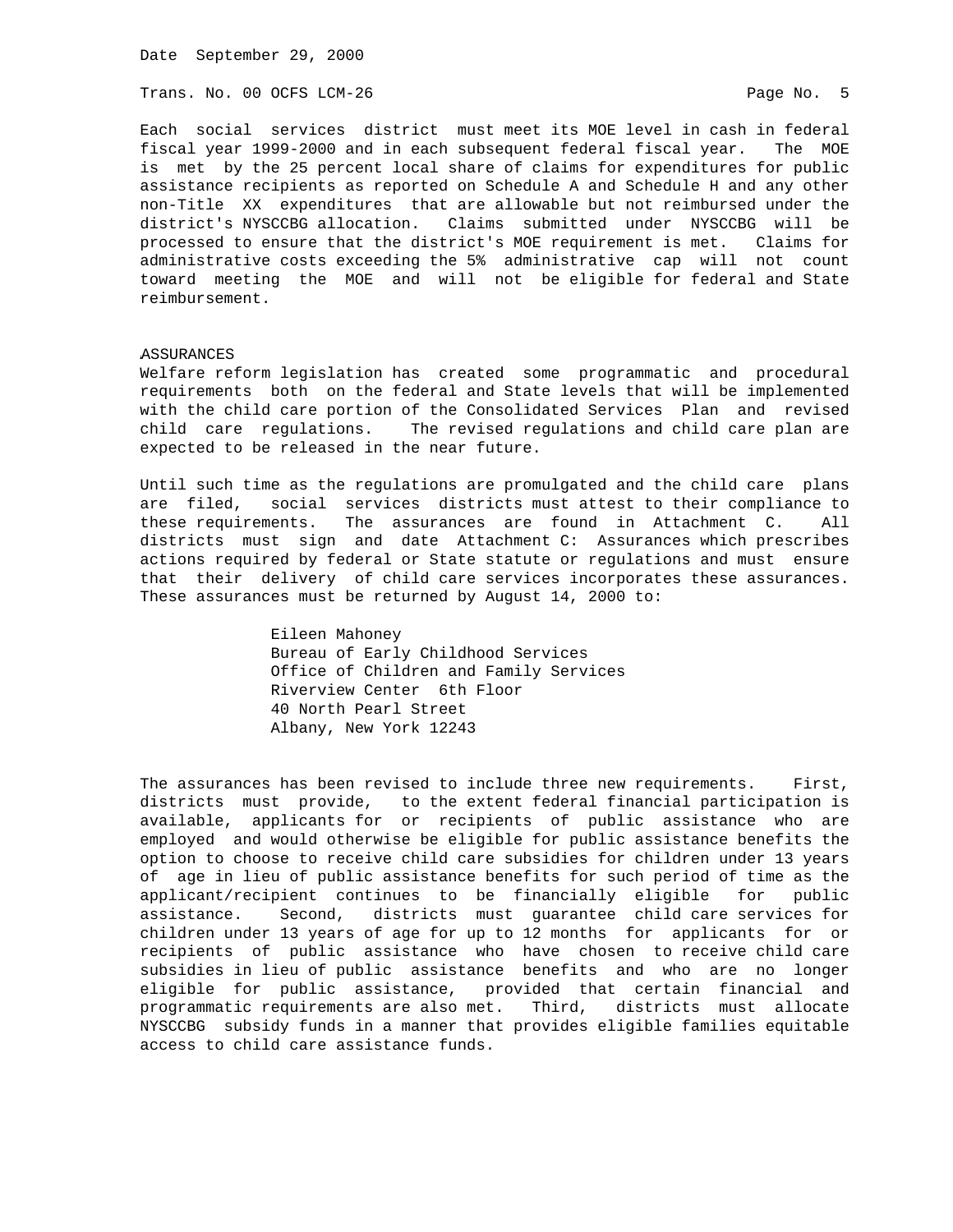Each social services district must meet its MOE level in cash in federal fiscal year 1999-2000 and in each subsequent federal fiscal year. The MOE is met by the 25 percent local share of claims for expenditures for public assistance recipients as reported on Schedule A and Schedule H and any other non-Title XX expenditures that are allowable but not reimbursed under the district's NYSCCBG allocation. Claims submitted under NYSCCBG will be processed to ensure that the district's MOE requirement is met. Claims for administrative costs exceeding the 5% administrative cap will not count toward meeting the MOE and will not be eligible for federal and State reimbursement.

## ASSURANCES

Welfare reform legislation has created some programmatic and procedural requirements both on the federal and State levels that will be implemented with the child care portion of the Consolidated Services Plan and revised child care regulations. The revised regulations and child care plan are expected to be released in the near future.

Until such time as the regulations are promulgated and the child care plans are filed, social services districts must attest to their compliance to these requirements. The assurances are found in Attachment C. All districts must sign and date Attachment C: Assurances which prescribes actions required by federal or State statute or regulations and must ensure that their delivery of child care services incorporates these assurances. These assurances must be returned by August 14, 2000 to:

Eileen Mahoney
Bureau of Early Childhood Services
Office of Children and Family Services
Riverview Center 6th Floor
40 North Pearl Street
Albany, New York 12243

The assurances has been revised to include three new requirements. First, districts must provide, to the extent federal financial participation is available, applicants for or recipients of public assistance who are employed and would otherwise be eligible for public assistance benefits the option to choose to receive child care subsidies for children under 13 years of age in lieu of public assistance benefits for such period of time as the applicant/recipient continues to be financially eligible for public assistance. Second, districts must guarantee child care services for children under 13 years of age for up to 12 months for applicants for or recipients of public assistance who have chosen to receive child care subsidies in lieu of public assistance benefits and who are no longer eligible for public assistance, provided that certain financial and programmatic requirements are also met. Third, districts must allocate NYSCCBG subsidy funds in a manner that provides eligible families equitable access to child care assistance funds.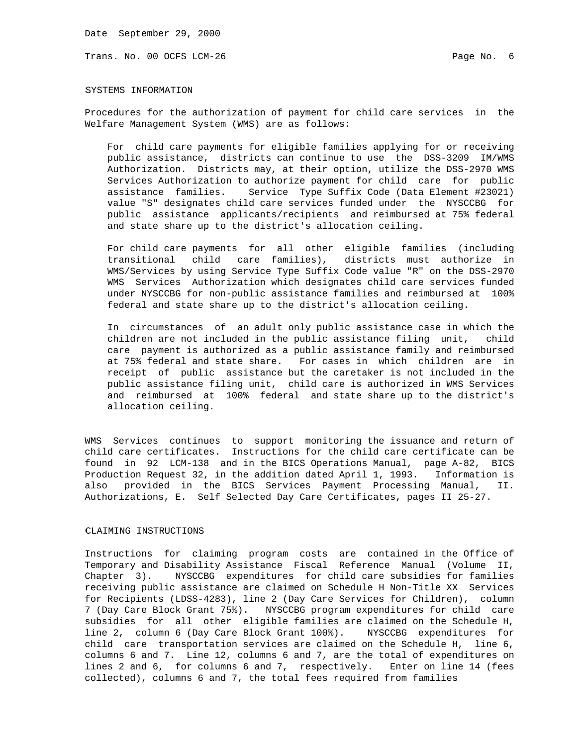SYSTEMS INFORMATION

Procedures for the authorization of payment for child care services in the Welfare Management System (WMS) are as follows:

For child care payments for eligible families applying for or receiving public assistance, districts can continue to use the DSS-3209 IM/WMS Authorization. Districts may, at their option, utilize the DSS-2970 WMS Services Authorization to authorize payment for child care for public assistance families. Service Type Suffix Code (Data Element #23021) value "S" designates child care services funded under the NYSCCBG for public assistance applicants/recipients and reimbursed at 75% federal and state share up to the district's allocation ceiling.

For child care payments for all other eligible families (including transitional child care families), districts must authorize in WMS/Services by using Service Type Suffix Code value "R" on the DSS-2970 WMS Services Authorization which designates child care services funded under NYSCCBG for non-public assistance families and reimbursed at 100% federal and state share up to the district's allocation ceiling.

In circumstances of an adult only public assistance case in which the children are not included in the public assistance filing unit, child care payment is authorized as a public assistance family and reimbursed at 75% federal and state share. For cases in which children are in receipt of public assistance but the caretaker is not included in the public assistance filing unit, child care is authorized in WMS Services and reimbursed at 100% federal and state share up to the district's allocation ceiling.

WMS Services continues to support monitoring the issuance and return of child care certificates. Instructions for the child care certificate can be found in 92 LCM-138 and in the BICS Operations Manual, page A-82, BICS Production Request 32, in the addition dated April 1, 1993. Information is also provided in the BICS Services Payment Processing Manual, II. Authorizations, E. Self Selected Day Care Certificates, pages II 25-27.

CLAIMING INSTRUCTIONS

Instructions for claiming program costs are contained in the Office of Temporary and Disability Assistance Fiscal Reference Manual (Volume II, Chapter 3). NYSCCBG expenditures for child care subsidies for families receiving public assistance are claimed on Schedule H Non-Title XX Services for Recipients (LDSS-4283), line 2 (Day Care Services for Children), column 7 (Day Care Block Grant 75%). NYSCCBG program expenditures for child care subsidies for all other eligible families are claimed on the Schedule H, line 2, column 6 (Day Care Block Grant 100%). NYSCCBG expenditures for child care transportation services are claimed on the Schedule H, line 6, columns 6 and 7. Line 12, columns 6 and 7, are the total of expenditures on lines 2 and 6, for columns 6 and 7, respectively. Enter on line 14 (fees collected), columns 6 and 7, the total fees required from families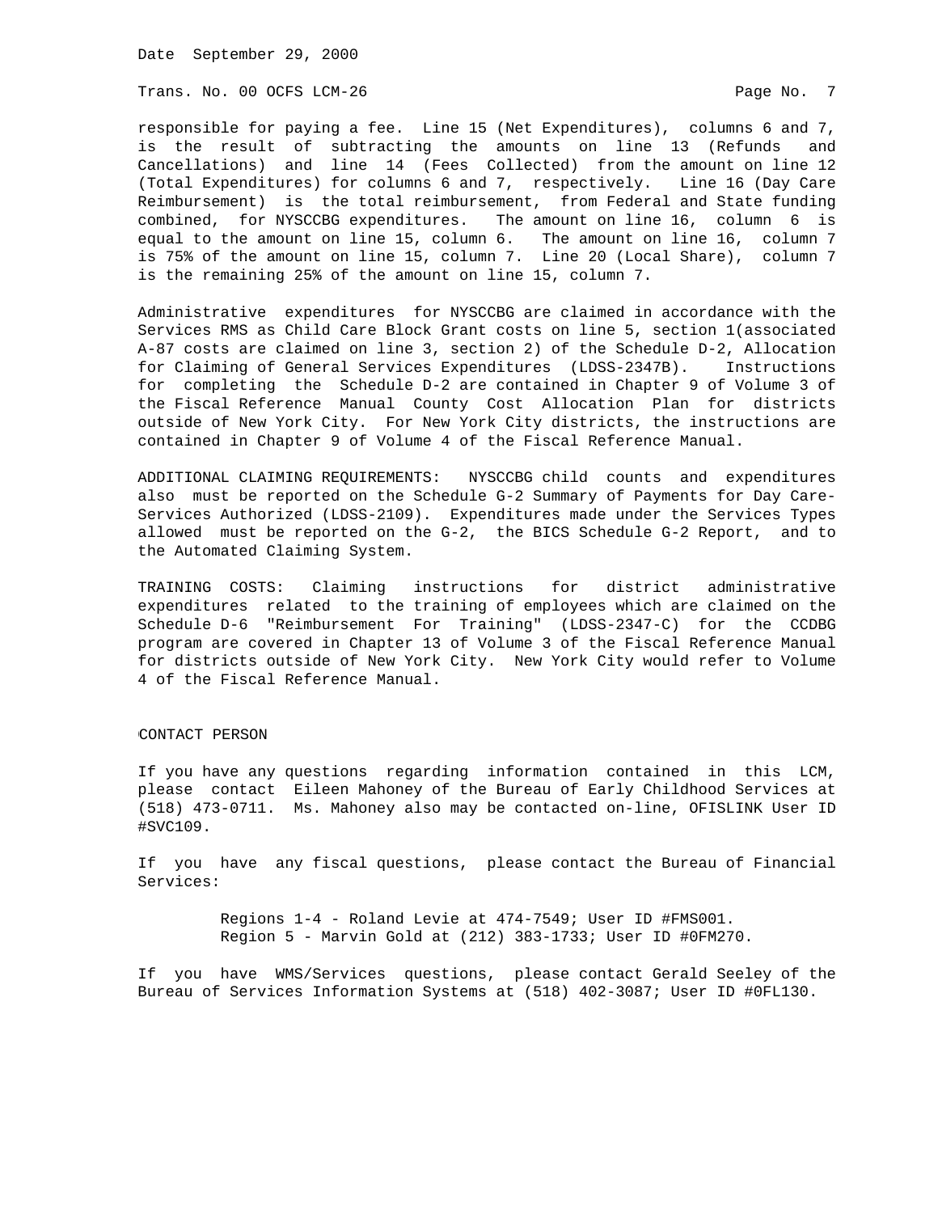responsible for paying a fee. Line 15 (Net Expenditures), columns 6 and 7, is the result of subtracting the amounts on line 13 (Refunds and Cancellations) and line 14 (Fees Collected) from the amount on line 12 (Total Expenditures) for columns 6 and 7, respectively. Line 16 (Day Care Reimbursement) is the total reimbursement, from Federal and State funding combined, for NYSCCBG expenditures. The amount on line 16, column 6 is equal to the amount on line 15, column 6. The amount on line 16, column 7 is 75% of the amount on line 15, column 7. Line 20 (Local Share), column 7 is the remaining 25% of the amount on line 15, column 7.

Administrative expenditures for NYSCCBG are claimed in accordance with the Services RMS as Child Care Block Grant costs on line 5, section 1(associated A-87 costs are claimed on line 3, section 2) of the Schedule D-2, Allocation for Claiming of General Services Expenditures (LDSS-2347B). Instructions for completing the Schedule D-2 are contained in Chapter 9 of Volume 3 of the Fiscal Reference Manual County Cost Allocation Plan for districts outside of New York City. For New York City districts, the instructions are contained in Chapter 9 of Volume 4 of the Fiscal Reference Manual.

ADDITIONAL CLAIMING REQUIREMENTS: NYSCCBG child counts and expenditures also must be reported on the Schedule G-2 Summary of Payments for Day Care-Services Authorized (LDSS-2109). Expenditures made under the Services Types allowed must be reported on the G-2, the BICS Schedule G-2 Report, and to the Automated Claiming System.

TRAINING COSTS: Claiming instructions for district administrative expenditures related to the training of employees which are claimed on the Schedule D-6 "Reimbursement For Training" (LDSS-2347-C) for the CCDBG program are covered in Chapter 13 of Volume 3 of the Fiscal Reference Manual for districts outside of New York City. New York City would refer to Volume 4 of the Fiscal Reference Manual.

## CONTACT PERSON

If you have any questions regarding information contained in this LCM, please contact Eileen Mahoney of the Bureau of Early Childhood Services at (518) 473-0711. Ms. Mahoney also may be contacted on-line, OFISLINK User ID #SVC109.

If you have any fiscal questions, please contact the Bureau of Financial Services:

Regions 1-4 - Roland Levie at 474-7549; User ID #FMS001.
Region 5 - Marvin Gold at (212) 383-1733; User ID #0FM270.

If you have WMS/Services questions, please contact Gerald Seeley of the Bureau of Services Information Systems at (518) 402-3087; User ID #0FL130.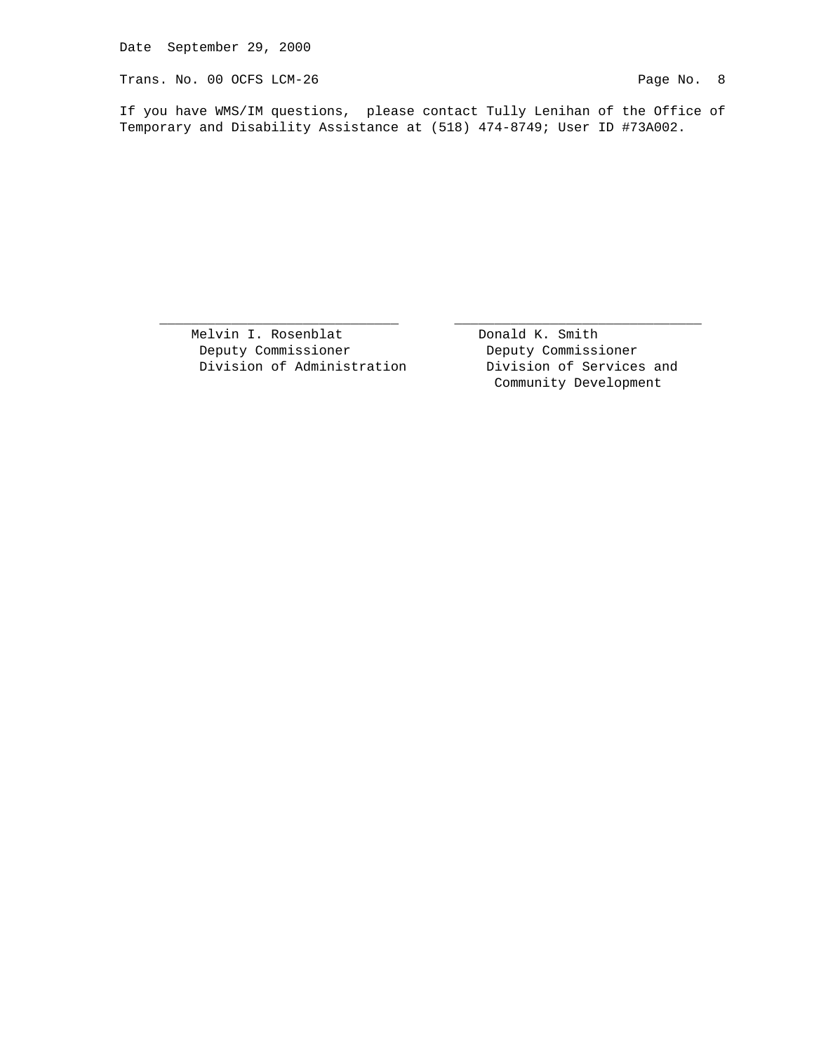If you have WMS/IM questions, please contact Tully Lenihan of the Office of Temporary and Disability Assistance at (518) 474-8749; User ID #73A002.

| ______________________________ | ______________________________ |
|---|---|
| Melvin I. Rosenblat | Donald K. Smith |
| Deputy Commissioner | Deputy Commissioner |
| Division of Administration | Division of Services and Community Development |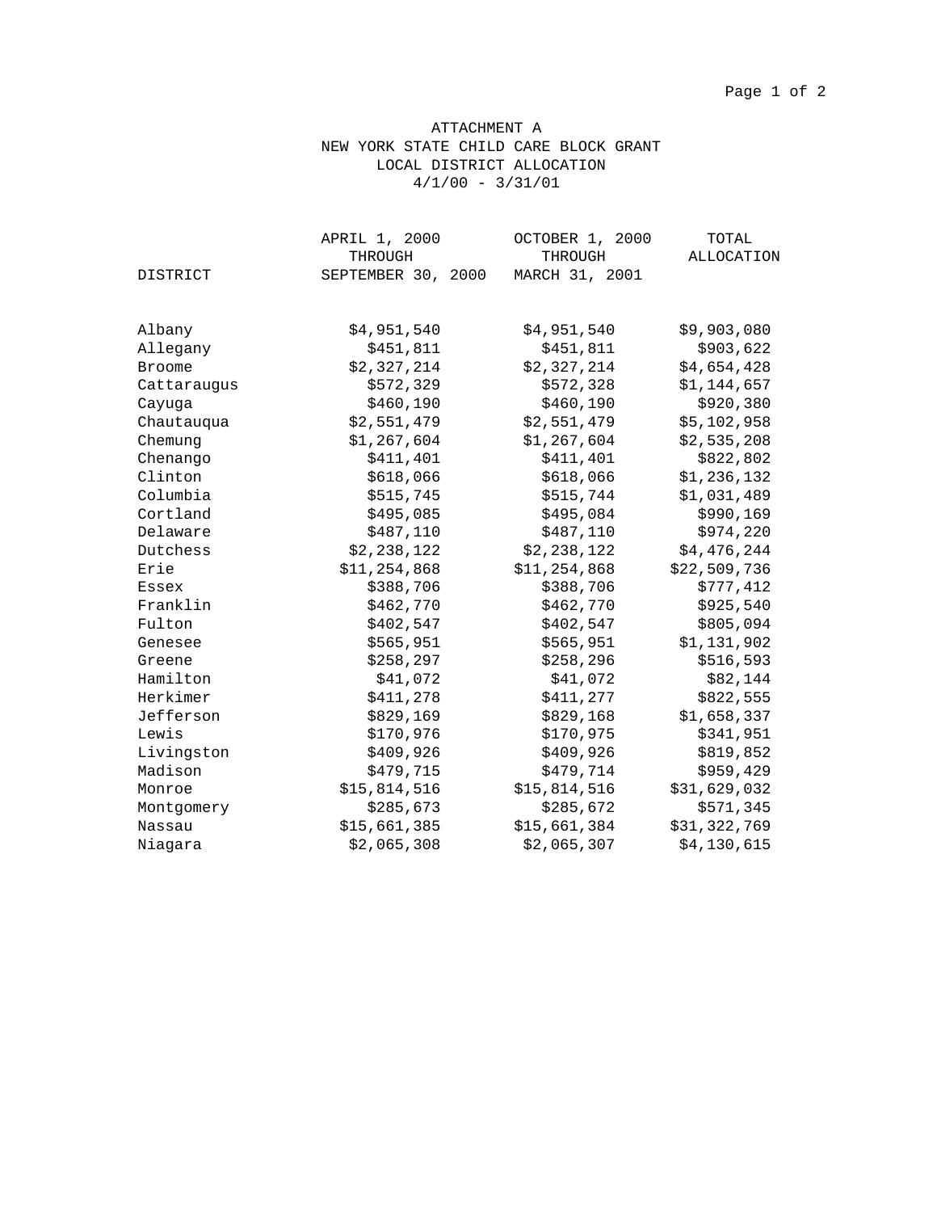# ATTACHMENT A

## NEW YORK STATE CHILD CARE BLOCK GRANT

## LOCAL DISTRICT ALLOCATION

## 4/1/00 - 3/31/01

| DISTRICT | APRIL 1, 2000 THROUGH SEPTEMBER 30, 2000 | OCTOBER 1, 2000 THROUGH MARCH 31, 2001 | TOTAL ALLOCATION |
|---|---|---|---|
| Albany | $4,951,540 | $4,951,540 | $9,903,080 |
| Allegany | $451,811 | $451,811 | $903,622 |
| Broome | $2,327,214 | $2,327,214 | $4,654,428 |
| Cattaraugus | $572,329 | $572,328 | $1,144,657 |
| Cayuga | $460,190 | $460,190 | $920,380 |
| Chautauqua | $2,551,479 | $2,551,479 | $5,102,958 |
| Chemung | $1,267,604 | $1,267,604 | $2,535,208 |
| Chenango | $411,401 | $411,401 | $822,802 |
| Clinton | $618,066 | $618,066 | $1,236,132 |
| Columbia | $515,745 | $515,744 | $1,031,489 |
| Cortland | $495,085 | $495,084 | $990,169 |
| Delaware | $487,110 | $487,110 | $974,220 |
| Dutchess | $2,238,122 | $2,238,122 | $4,476,244 |
| Erie | $11,254,868 | $11,254,868 | $22,509,736 |
| Essex | $388,706 | $388,706 | $777,412 |
| Franklin | $462,770 | $462,770 | $925,540 |
| Fulton | $402,547 | $402,547 | $805,094 |
| Genesee | $565,951 | $565,951 | $1,131,902 |
| Greene | $258,297 | $258,296 | $516,593 |
| Hamilton | $41,072 | $41,072 | $82,144 |
| Herkimer | $411,278 | $411,277 | $822,555 |
| Jefferson | $829,169 | $829,168 | $1,658,337 |
| Lewis | $170,976 | $170,975 | $341,951 |
| Livingston | $409,926 | $409,926 | $819,852 |
| Madison | $479,715 | $479,714 | $959,429 |
| Monroe | $15,814,516 | $15,814,516 | $31,629,032 |
| Montgomery | $285,673 | $285,672 | $571,345 |
| Nassau | $15,661,385 | $15,661,384 | $31,322,769 |
| Niagara | $2,065,308 | $2,065,307 | $4,130,615 |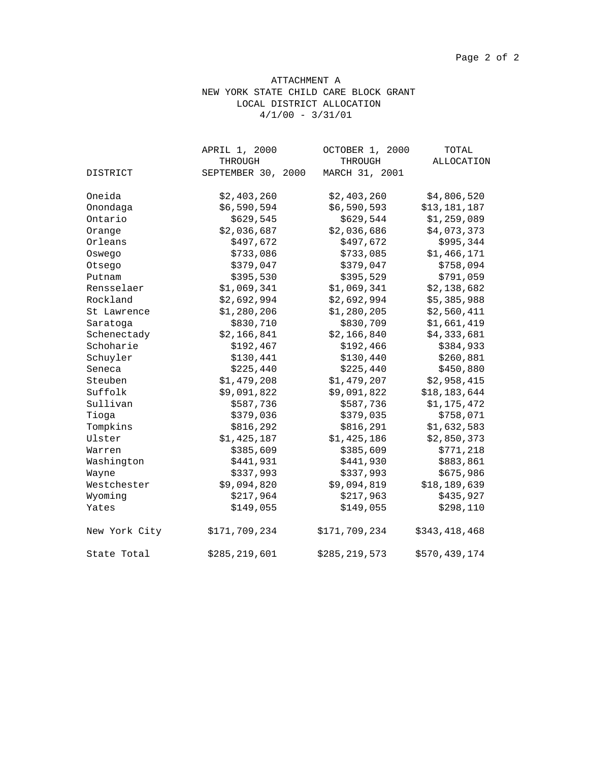# ATTACHMENT A
## NEW YORK STATE CHILD CARE BLOCK GRANT
## LOCAL DISTRICT ALLOCATION
## 4/1/00 - 3/31/01

| DISTRICT | APRIL 1, 2000 THROUGH SEPTEMBER 30, 2000 | OCTOBER 1, 2000 THROUGH MARCH 31, 2001 | TOTAL ALLOCATION |
|---|---|---|---|
| Oneida | $2,403,260 | $2,403,260 | $4,806,520 |
| Onondaga | $6,590,594 | $6,590,593 | $13,181,187 |
| Ontario | $629,545 | $629,544 | $1,259,089 |
| Orange | $2,036,687 | $2,036,686 | $4,073,373 |
| Orleans | $497,672 | $497,672 | $995,344 |
| Oswego | $733,086 | $733,085 | $1,466,171 |
| Otsego | $379,047 | $379,047 | $758,094 |
| Putnam | $395,530 | $395,529 | $791,059 |
| Rensselaer | $1,069,341 | $1,069,341 | $2,138,682 |
| Rockland | $2,692,994 | $2,692,994 | $5,385,988 |
| St Lawrence | $1,280,206 | $1,280,205 | $2,560,411 |
| Saratoga | $830,710 | $830,709 | $1,661,419 |
| Schenectady | $2,166,841 | $2,166,840 | $4,333,681 |
| Schoharie | $192,467 | $192,466 | $384,933 |
| Schuyler | $130,441 | $130,440 | $260,881 |
| Seneca | $225,440 | $225,440 | $450,880 |
| Steuben | $1,479,208 | $1,479,207 | $2,958,415 |
| Suffolk | $9,091,822 | $9,091,822 | $18,183,644 |
| Sullivan | $587,736 | $587,736 | $1,175,472 |
| Tioga | $379,036 | $379,035 | $758,071 |
| Tompkins | $816,292 | $816,291 | $1,632,583 |
| Ulster | $1,425,187 | $1,425,186 | $2,850,373 |
| Warren | $385,609 | $385,609 | $771,218 |
| Washington | $441,931 | $441,930 | $883,861 |
| Wayne | $337,993 | $337,993 | $675,986 |
| Westchester | $9,094,820 | $9,094,819 | $18,189,639 |
| Wyoming | $217,964 | $217,963 | $435,927 |
| Yates | $149,055 | $149,055 | $298,110 |
| New York City | $171,709,234 | $171,709,234 | $343,418,468 |
| State Total | $285,219,601 | $285,219,573 | $570,439,174 |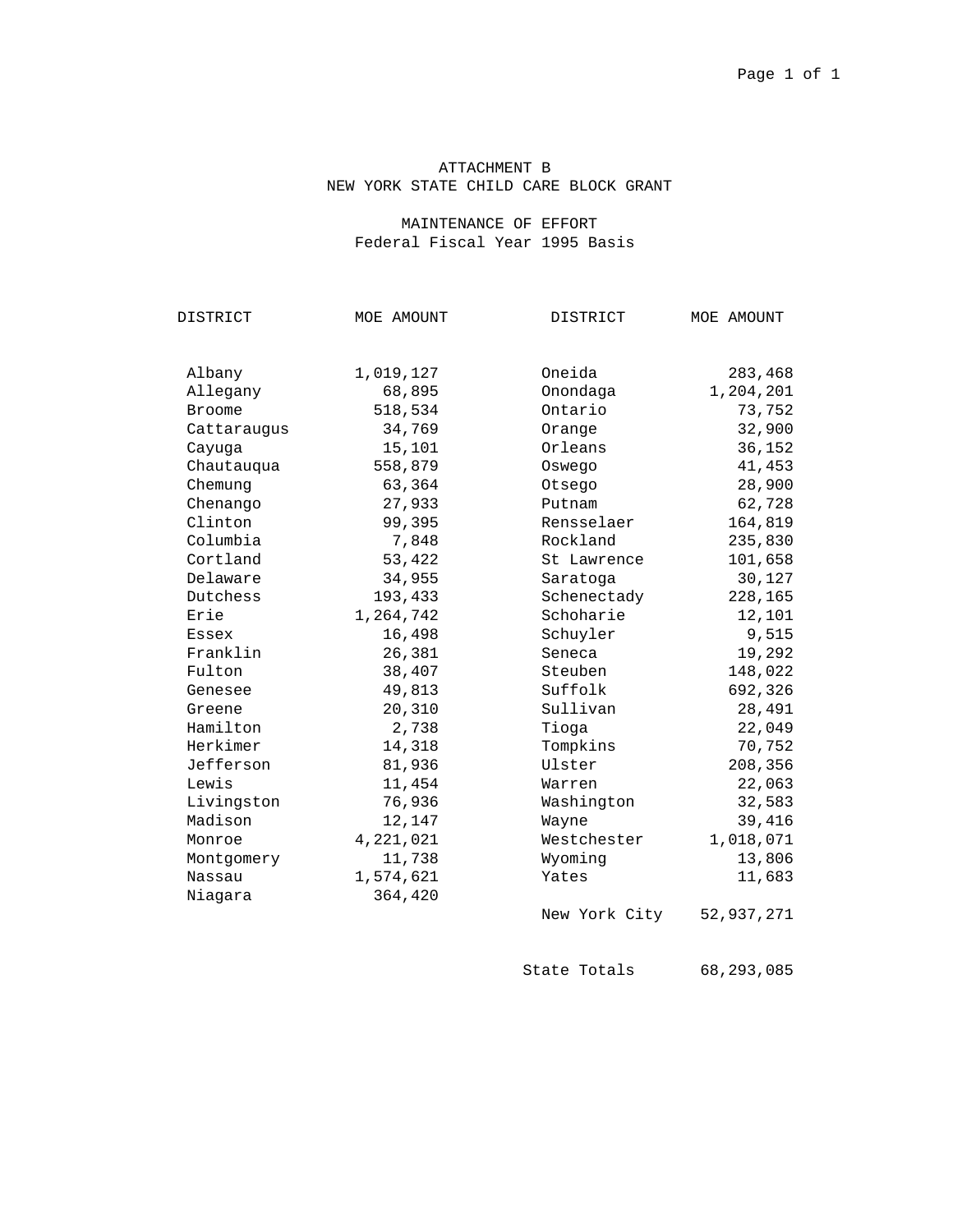# ATTACHMENT B
## NEW YORK STATE CHILD CARE BLOCK GRANT

### MAINTENANCE OF EFFORT
Federal Fiscal Year 1995 Basis

| DISTRICT | MOE AMOUNT | DISTRICT | MOE AMOUNT |
|---|---|---|---|
| Albany | 1,019,127 | Oneida | 283,468 |
| Allegany | 68,895 | Onondaga | 1,204,201 |
| Broome | 518,534 | Ontario | 73,752 |
| Cattaraugus | 34,769 | Orange | 32,900 |
| Cayuga | 15,101 | Orleans | 36,152 |
| Chautauqua | 558,879 | Oswego | 41,453 |
| Chemung | 63,364 | Otsego | 28,900 |
| Chenango | 27,933 | Putnam | 62,728 |
| Clinton | 99,395 | Rensselaer | 164,819 |
| Columbia | 7,848 | Rockland | 235,830 |
| Cortland | 53,422 | St Lawrence | 101,658 |
| Delaware | 34,955 | Saratoga | 30,127 |
| Dutchess | 193,433 | Schenectady | 228,165 |
| Erie | 1,264,742 | Schoharie | 12,101 |
| Essex | 16,498 | Schuyler | 9,515 |
| Franklin | 26,381 | Seneca | 19,292 |
| Fulton | 38,407 | Steuben | 148,022 |
| Genesee | 49,813 | Suffolk | 692,326 |
| Greene | 20,310 | Sullivan | 28,491 |
| Hamilton | 2,738 | Tioga | 22,049 |
| Herkimer | 14,318 | Tompkins | 70,752 |
| Jefferson | 81,936 | Ulster | 208,356 |
| Lewis | 11,454 | Warren | 22,063 |
| Livingston | 76,936 | Washington | 32,583 |
| Madison | 12,147 | Wayne | 39,416 |
| Monroe | 4,221,021 | Westchester | 1,018,071 |
| Montgomery | 11,738 | Wyoming | 13,806 |
| Nassau | 1,574,621 | Yates | 11,683 |
| Niagara | 364,420 | | |
| | | New York City | 52,937,271 |
| | | State Totals | 68,293,085 |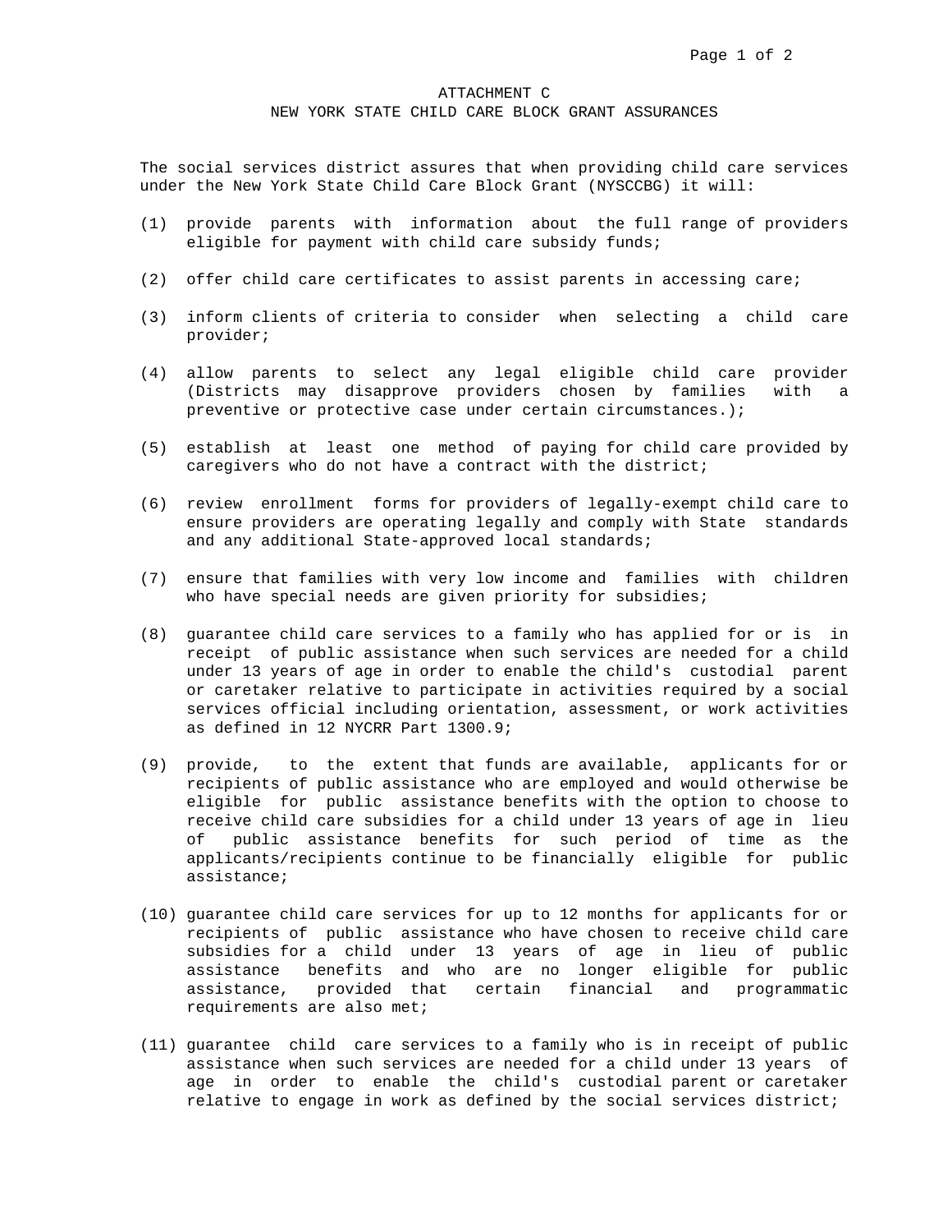# ATTACHMENT C
## NEW YORK STATE CHILD CARE BLOCK GRANT ASSURANCES

The social services district assures that when providing child care services under the New York State Child Care Block Grant (NYSCCBG) it will:

(1) provide parents with information about the full range of providers eligible for payment with child care subsidy funds;

(2) offer child care certificates to assist parents in accessing care;

(3) inform clients of criteria to consider when selecting a child care provider;

(4) allow parents to select any legal eligible child care provider (Districts may disapprove providers chosen by families with a preventive or protective case under certain circumstances.);

(5) establish at least one method of paying for child care provided by caregivers who do not have a contract with the district;

(6) review enrollment forms for providers of legally-exempt child care to ensure providers are operating legally and comply with State standards and any additional State-approved local standards;

(7) ensure that families with very low income and families with children who have special needs are given priority for subsidies;

(8) guarantee child care services to a family who has applied for or is in receipt of public assistance when such services are needed for a child under 13 years of age in order to enable the child's custodial parent or caretaker relative to participate in activities required by a social services official including orientation, assessment, or work activities as defined in 12 NYCRR Part 1300.9;

(9) provide, to the extent that funds are available, applicants for or recipients of public assistance who are employed and would otherwise be eligible for public assistance benefits with the option to choose to receive child care subsidies for a child under 13 years of age in lieu of public assistance benefits for such period of time as the applicants/recipients continue to be financially eligible for public assistance;

(10) guarantee child care services for up to 12 months for applicants for or recipients of public assistance who have chosen to receive child care subsidies for a child under 13 years of age in lieu of public assistance benefits and who are no longer eligible for public assistance, provided that certain financial and programmatic requirements are also met;

(11) guarantee child care services to a family who is in receipt of public assistance when such services are needed for a child under 13 years of age in order to enable the child's custodial parent or caretaker relative to engage in work as defined by the social services district;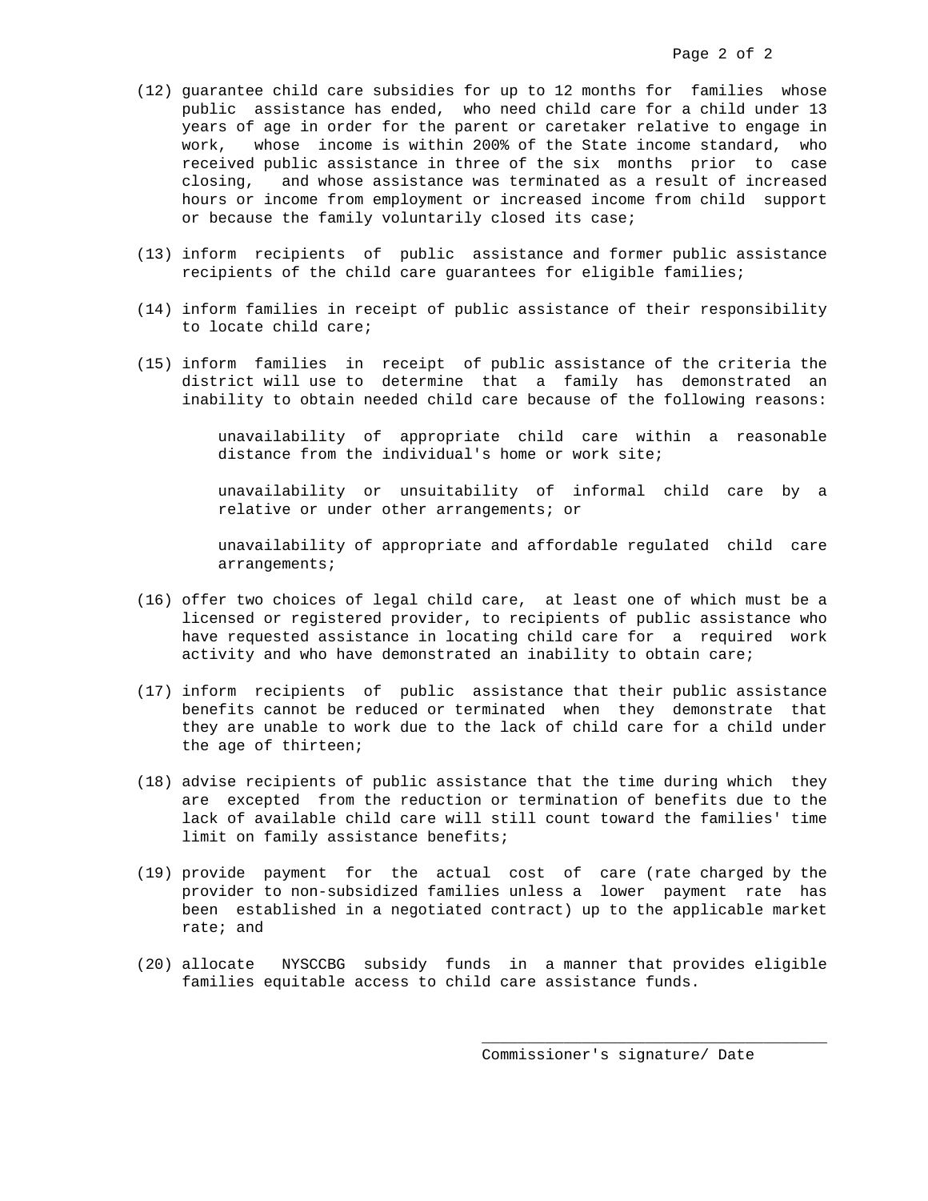(12) guarantee child care subsidies for up to 12 months for families whose public assistance has ended, who need child care for a child under 13 years of age in order for the parent or caretaker relative to engage in work, whose income is within 200% of the State income standard, who received public assistance in three of the six months prior to case closing, and whose assistance was terminated as a result of increased hours or income from employment or increased income from child support or because the family voluntarily closed its case;

(13) inform recipients of public assistance and former public assistance recipients of the child care guarantees for eligible families;

(14) inform families in receipt of public assistance of their responsibility to locate child care;

(15) inform families in receipt of public assistance of the criteria the district will use to determine that a family has demonstrated an inability to obtain needed child care because of the following reasons:

> unavailability of appropriate child care within a reasonable distance from the individual's home or work site;
>
> unavailability or unsuitability of informal child care by a relative or under other arrangements; or
>
> unavailability of appropriate and affordable regulated child care arrangements;

(16) offer two choices of legal child care, at least one of which must be a licensed or registered provider, to recipients of public assistance who have requested assistance in locating child care for a required work activity and who have demonstrated an inability to obtain care;

(17) inform recipients of public assistance that their public assistance benefits cannot be reduced or terminated when they demonstrate that they are unable to work due to the lack of child care for a child under the age of thirteen;

(18) advise recipients of public assistance that the time during which they are excepted from the reduction or termination of benefits due to the lack of available child care will still count toward the families' time limit on family assistance benefits;

(19) provide payment for the actual cost of care (rate charged by the provider to non-subsidized families unless a lower payment rate has been established in a negotiated contract) up to the applicable market rate; and

(20) allocate NYSCCBG subsidy funds in a manner that provides eligible families equitable access to child care assistance funds.

\_\_\_\_\_\_\_\_\_\_\_\_\_\_\_\_\_\_\_\_\_\_\_\_\_\_\_\_\_\_\_\_\_\_\_\_\_\_

Commissioner's signature/ Date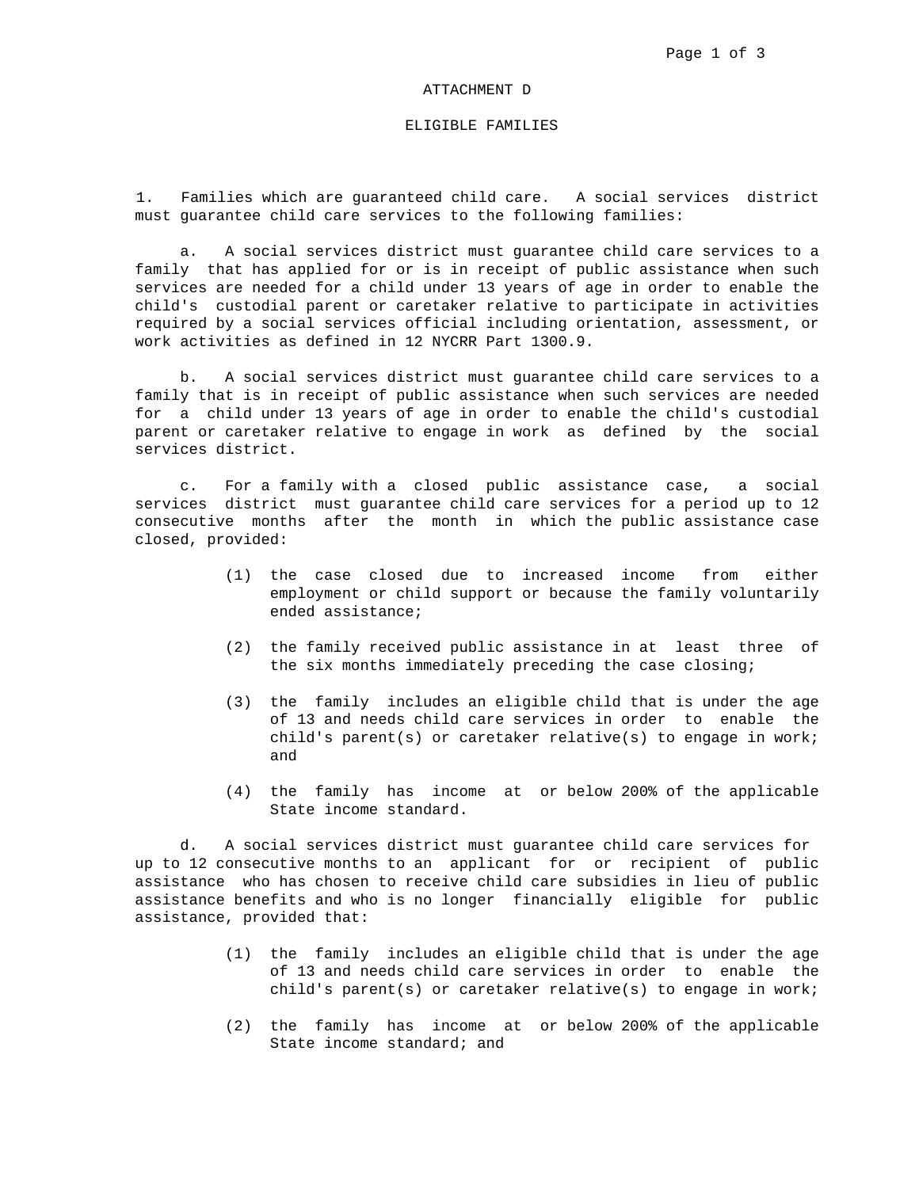ATTACHMENT D

ELIGIBLE FAMILIES

1. Families which are guaranteed child care. A social services district must guarantee child care services to the following families:

a. A social services district must guarantee child care services to a family that has applied for or is in receipt of public assistance when such services are needed for a child under 13 years of age in order to enable the child's custodial parent or caretaker relative to participate in activities required by a social services official including orientation, assessment, or work activities as defined in 12 NYCRR Part 1300.9.

b. A social services district must guarantee child care services to a family that is in receipt of public assistance when such services are needed for a child under 13 years of age in order to enable the child's custodial parent or caretaker relative to engage in work as defined by the social services district.

c. For a family with a closed public assistance case, a social services district must guarantee child care services for a period up to 12 consecutive months after the month in which the public assistance case closed, provided:

(1) the case closed due to increased income from either employment or child support or because the family voluntarily ended assistance;

(2) the family received public assistance in at least three of the six months immediately preceding the case closing;

(3) the family includes an eligible child that is under the age of 13 and needs child care services in order to enable the child's parent(s) or caretaker relative(s) to engage in work; and

(4) the family has income at or below 200% of the applicable State income standard.

d. A social services district must guarantee child care services for up to 12 consecutive months to an applicant for or recipient of public assistance who has chosen to receive child care subsidies in lieu of public assistance benefits and who is no longer financially eligible for public assistance, provided that:

(1) the family includes an eligible child that is under the age of 13 and needs child care services in order to enable the child's parent(s) or caretaker relative(s) to engage in work;

(2) the family has income at or below 200% of the applicable State income standard; and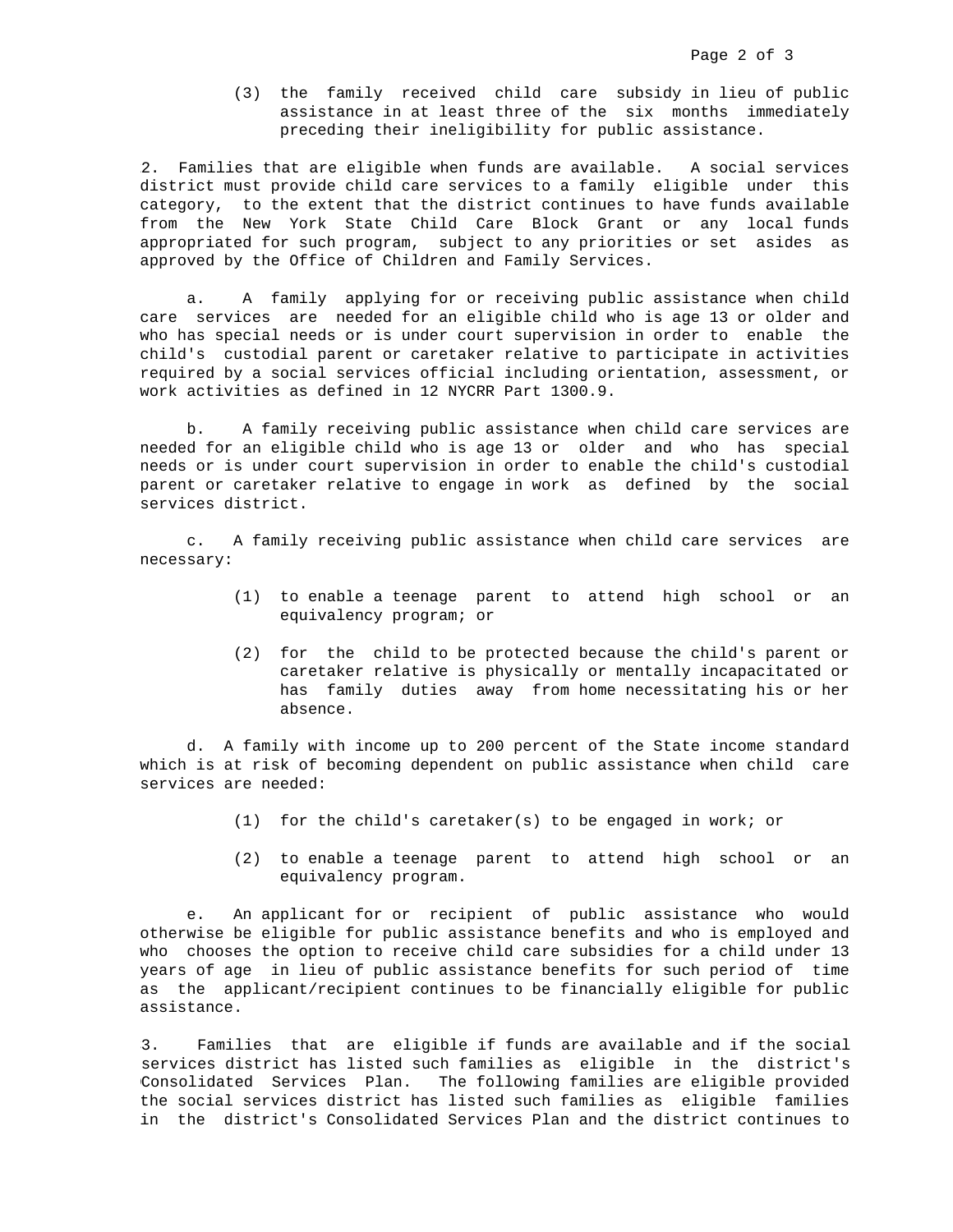(3) the family received child care subsidy in lieu of public assistance in at least three of the six months immediately preceding their ineligibility for public assistance.

2. Families that are eligible when funds are available. A social services district must provide child care services to a family eligible under this category, to the extent that the district continues to have funds available from the New York State Child Care Block Grant or any local funds appropriated for such program, subject to any priorities or set asides as approved by the Office of Children and Family Services.

a. A family applying for or receiving public assistance when child care services are needed for an eligible child who is age 13 or older and who has special needs or is under court supervision in order to enable the child's custodial parent or caretaker relative to participate in activities required by a social services official including orientation, assessment, or work activities as defined in 12 NYCRR Part 1300.9.

b. A family receiving public assistance when child care services are needed for an eligible child who is age 13 or older and who has special needs or is under court supervision in order to enable the child's custodial parent or caretaker relative to engage in work as defined by the social services district.

c. A family receiving public assistance when child care services are necessary:

(1) to enable a teenage parent to attend high school or an equivalency program; or

(2) for the child to be protected because the child's parent or caretaker relative is physically or mentally incapacitated or has family duties away from home necessitating his or her absence.

d. A family with income up to 200 percent of the State income standard which is at risk of becoming dependent on public assistance when child care services are needed:

(1) for the child's caretaker(s) to be engaged in work; or

(2) to enable a teenage parent to attend high school or an equivalency program.

e. An applicant for or recipient of public assistance who would otherwise be eligible for public assistance benefits and who is employed and who chooses the option to receive child care subsidies for a child under 13 years of age in lieu of public assistance benefits for such period of time as the applicant/recipient continues to be financially eligible for public assistance.

3. Families that are eligible if funds are available and if the social services district has listed such families as eligible in the district's Consolidated Services Plan. The following families are eligible provided the social services district has listed such families as eligible families in the district's Consolidated Services Plan and the district continues to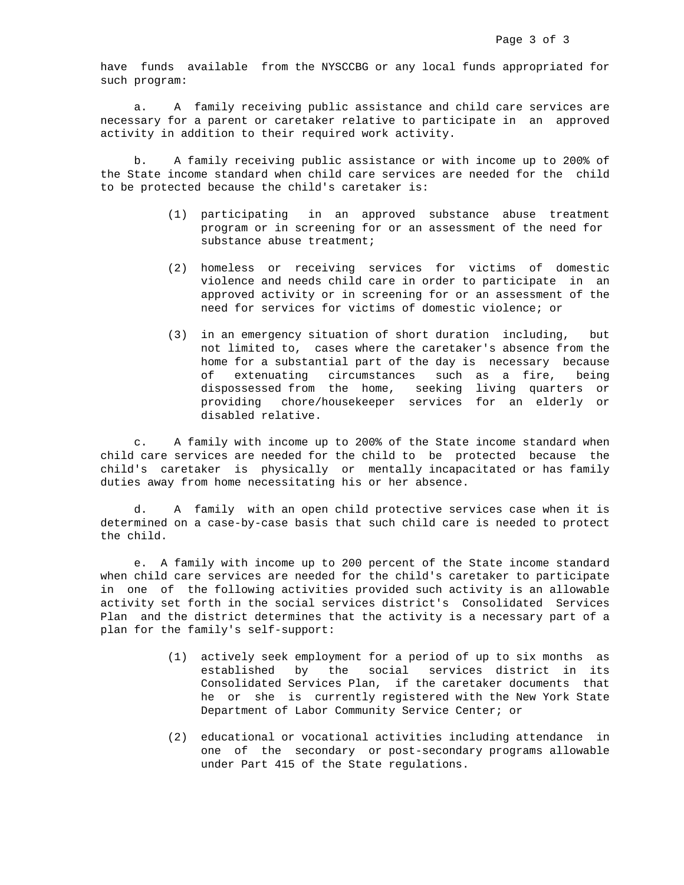have funds available from the NYSCCBG or any local funds appropriated for such program:

a. A family receiving public assistance and child care services are necessary for a parent or caretaker relative to participate in an approved activity in addition to their required work activity.

b. A family receiving public assistance or with income up to 200% of the State income standard when child care services are needed for the child to be protected because the child's caretaker is:

(1) participating in an approved substance abuse treatment program or in screening for or an assessment of the need for substance abuse treatment;

(2) homeless or receiving services for victims of domestic violence and needs child care in order to participate in an approved activity or in screening for or an assessment of the need for services for victims of domestic violence; or

(3) in an emergency situation of short duration including, but not limited to, cases where the caretaker's absence from the home for a substantial part of the day is necessary because of extenuating circumstances such as a fire, being dispossessed from the home, seeking living quarters or providing chore/housekeeper services for an elderly or disabled relative.

c. A family with income up to 200% of the State income standard when child care services are needed for the child to be protected because the child's caretaker is physically or mentally incapacitated or has family duties away from home necessitating his or her absence.

d. A family with an open child protective services case when it is determined on a case-by-case basis that such child care is needed to protect the child.

e. A family with income up to 200 percent of the State income standard when child care services are needed for the child's caretaker to participate in one of the following activities provided such activity is an allowable activity set forth in the social services district's Consolidated Services Plan and the district determines that the activity is a necessary part of a plan for the family's self-support:

(1) actively seek employment for a period of up to six months as established by the social services district in its Consolidated Services Plan, if the caretaker documents that he or she is currently registered with the New York State Department of Labor Community Service Center; or

(2) educational or vocational activities including attendance in one of the secondary or post-secondary programs allowable under Part 415 of the State regulations.